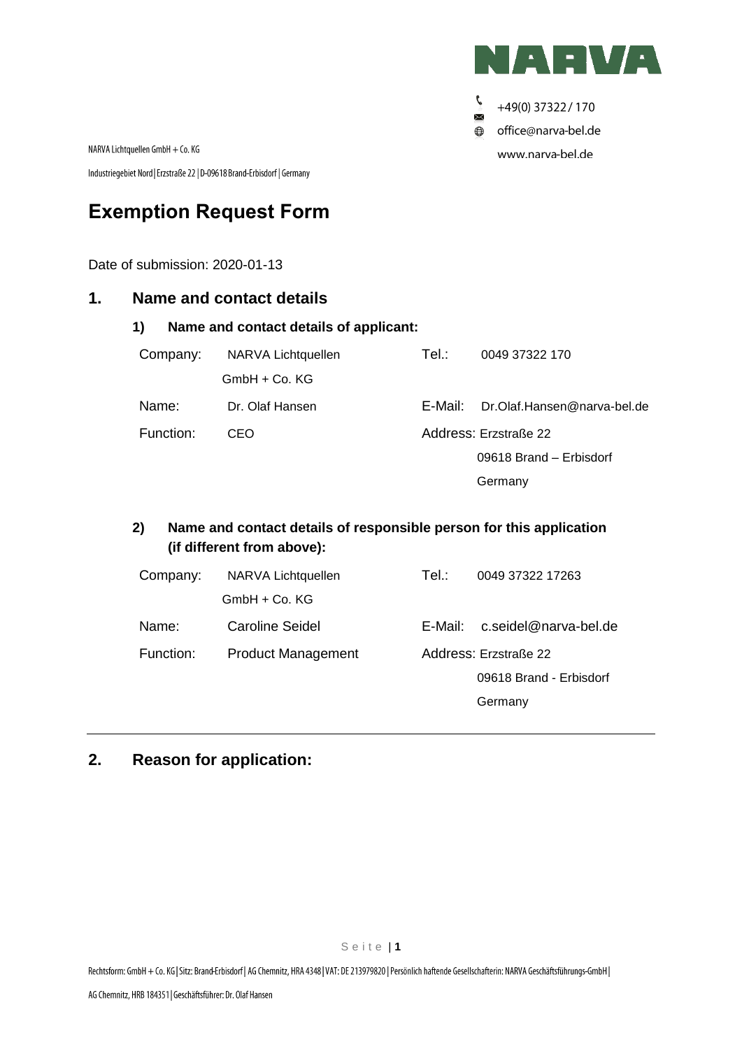NARVA

+49(0) 37322 / 170

office@narva-bel.de

www.narva-bel.de

NARVA Lichtquellen GmbH + Co. KG

Industriegebiet Nord | Erzstraße 22 | D-09618 Brand-Erbisdorf | Germany

# Exemption Request Form

Date of submission: 2020-01-13

## 1. Name and contact details

### 1) Name and contact details of applicant:

| | | | |
|---|---|---|---|
| Company: | NARVA Lichtquellen GmbH + Co. KG | Tel.: | 0049 37322 170 |
| Name: | Dr. Olaf Hansen | E-Mail: | Dr.Olaf.Hansen@narva-bel.de |
| Function: | CEO | Address: | Erzstraße 22<br>09618 Brand – Erbisdorf<br>Germany |

### 2) Name and contact details of responsible person for this application (if different from above):

| | | | |
|---|---|---|---|
| Company: | NARVA Lichtquellen GmbH + Co. KG | Tel.: | 0049 37322 17263 |
| Name: | Caroline Seidel | E-Mail: | c.seidel@narva-bel.de |
| Function: | Product Management | Address: | Erzstraße 22<br>09618 Brand - Erbisdorf<br>Germany |

## 2. Reason for application:

Rechtsform: GmbH + Co. KG | Sitz: Brand-Erbisdorf | AG Chemnitz, HRA 4348 | VAT: DE 213979820 | Persönlich haftende Gesellschafterin: NARVA Geschäftsführungs-GmbH | AG Chemnitz, HRB 184351 | Geschäftsführer: Dr. Olaf Hansen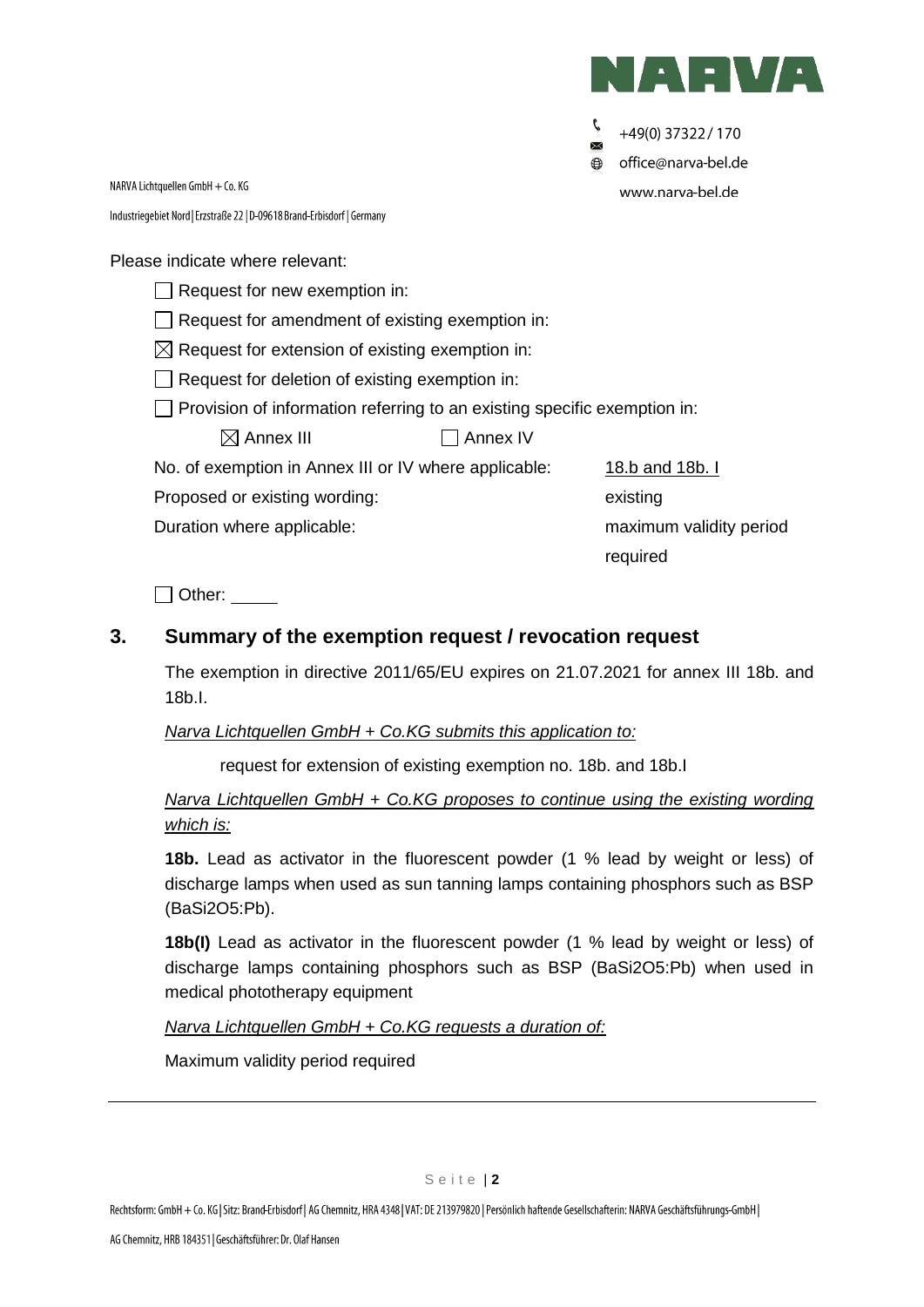Please indicate where relevant:

- ☐ Request for new exemption in:
- ☐ Request for amendment of existing exemption in:
- ☒ Request for extension of existing exemption in:
- ☐ Request for deletion of existing exemption in:
- ☐ Provision of information referring to an existing specific exemption in:

☒ Annex III ☐ Annex IV

| | |
|---|---|
| No. of exemption in Annex III or IV where applicable: | 18.b and 18b. I |
| Proposed or existing wording: | existing |
| Duration where applicable: | maximum validity period required |

☐ Other: \_\_\_\_\_

## 3. Summary of the exemption request / revocation request

The exemption in directive 2011/65/EU expires on 21.07.2021 for annex III 18b. and 18b.I.

*Narva Lichtquellen GmbH + Co.KG submits this application to:*

request for extension of existing exemption no. 18b. and 18b.I

*Narva Lichtquellen GmbH + Co.KG proposes to continue using the existing wording which is:*

**18b.** Lead as activator in the fluorescent powder (1 % lead by weight or less) of discharge lamps when used as sun tanning lamps containing phosphors such as BSP ($BaSi_2O_5$:Pb).

**18b(I)** Lead as activator in the fluorescent powder (1 % lead by weight or less) of discharge lamps containing phosphors such as BSP ($BaSi_2O_5$:Pb) when used in medical phototherapy equipment

*Narva Lichtquellen GmbH + Co.KG requests a duration of:*

Maximum validity period required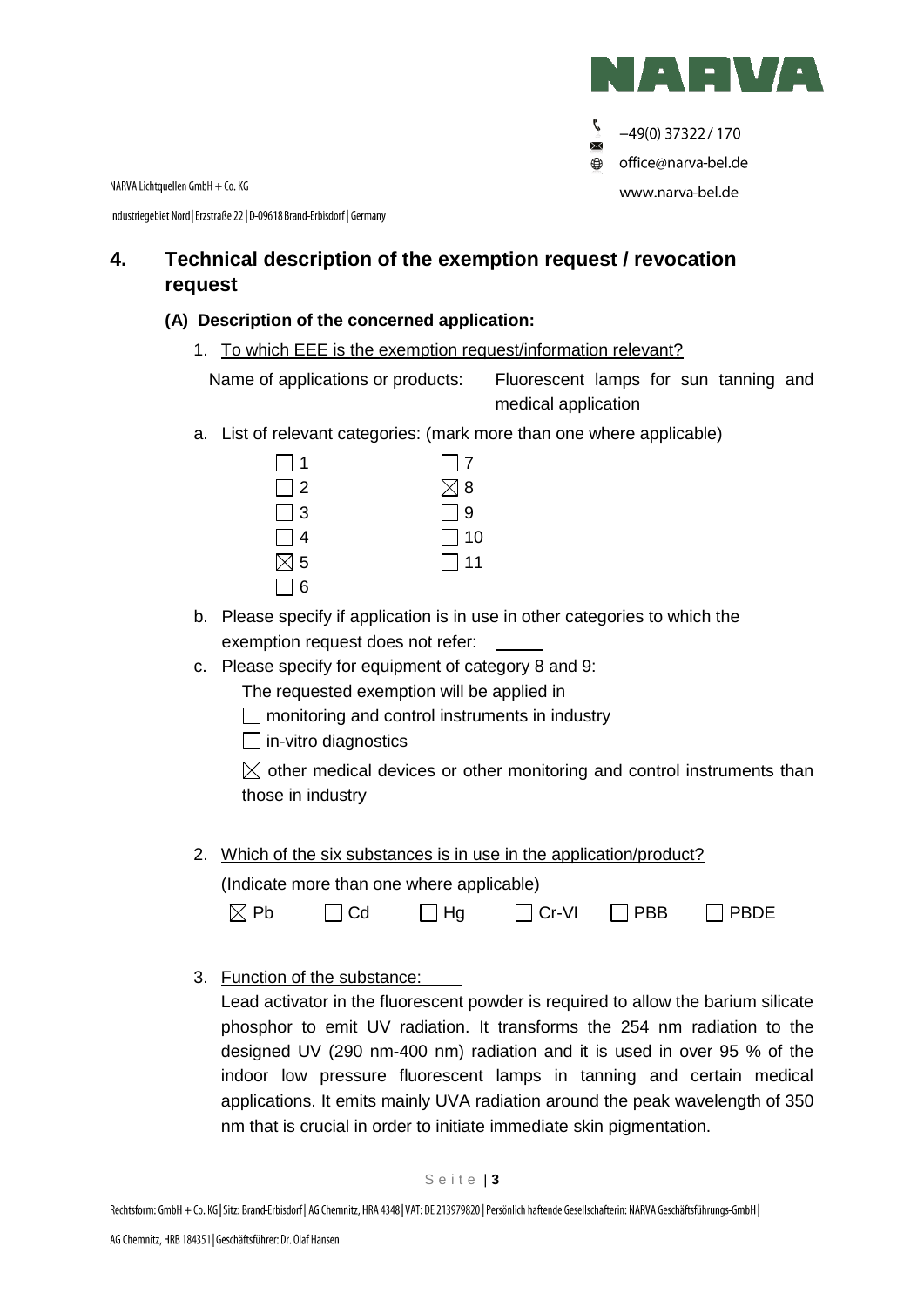## 4. Technical description of the exemption request / revocation request

### (A) Description of the concerned application:

1. To which EEE is the exemption request/information relevant?

   Name of applications or products: Fluorescent lamps for sun tanning and medical application

a. List of relevant categories: (mark more than one where applicable)

| | |
|---|---|
| ☐ 1 | ☐ 7 |
| ☐ 2 | ☒ 8 |
| ☐ 3 | ☐ 9 |
| ☐ 4 | ☐ 10 |
| ☒ 5 | ☐ 11 |
| ☐ 6 | |

b. Please specify if application is in use in other categories to which the exemption request does not refer: \_\_\_\_\_

c. Please specify for equipment of category 8 and 9:

   The requested exemption will be applied in

   ☐ monitoring and control instruments in industry

   ☐ in-vitro diagnostics

   ☒ other medical devices or other monitoring and control instruments than those in industry

2. Which of the six substances is in use in the application/product?

   (Indicate more than one where applicable)

   ☒ Pb ☐ Cd ☐ Hg ☐ Cr-VI ☐ PBB ☐ PBDE

3. Function of the substance:

   Lead activator in the fluorescent powder is required to allow the barium silicate phosphor to emit UV radiation. It transforms the 254 nm radiation to the designed UV (290 nm-400 nm) radiation and it is used in over 95 % of the indoor low pressure fluorescent lamps in tanning and certain medical applications. It emits mainly UVA radiation around the peak wavelength of 350 nm that is crucial in order to initiate immediate skin pigmentation.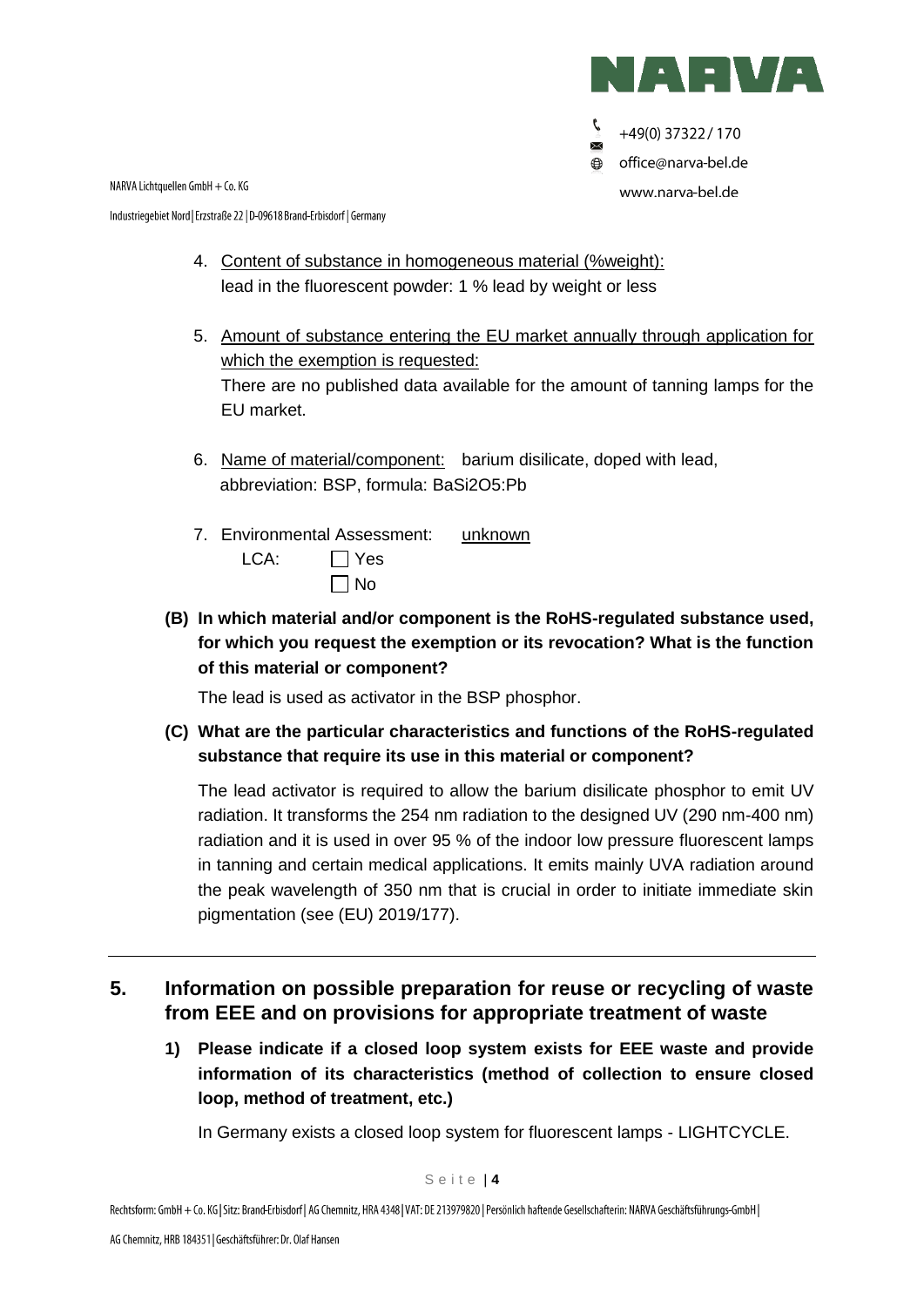4. Content of substance in homogeneous material (%weight):
   lead in the fluorescent powder: 1 % lead by weight or less

5. Amount of substance entering the EU market annually through application for which the exemption is requested:
   There are no published data available for the amount of tanning lamps for the EU market.

6. Name of material/component: barium disilicate, doped with lead, abbreviation: BSP, formula: $BaSi_2O_5:Pb$

7. Environmental Assessment: unknown
   LCA: ☐ Yes
   ☐ No

**(B) In which material and/or component is the RoHS-regulated substance used, for which you request the exemption or its revocation? What is the function of this material or component?**

The lead is used as activator in the BSP phosphor.

**(C) What are the particular characteristics and functions of the RoHS-regulated substance that require its use in this material or component?**

The lead activator is required to allow the barium disilicate phosphor to emit UV radiation. It transforms the 254 nm radiation to the designed UV (290 nm-400 nm) radiation and it is used in over 95 % of the indoor low pressure fluorescent lamps in tanning and certain medical applications. It emits mainly UVA radiation around the peak wavelength of 350 nm that is crucial in order to initiate immediate skin pigmentation (see (EU) 2019/177).

---

## 5. Information on possible preparation for reuse or recycling of waste from EEE and on provisions for appropriate treatment of waste

**1) Please indicate if a closed loop system exists for EEE waste and provide information of its characteristics (method of collection to ensure closed loop, method of treatment, etc.)**

In Germany exists a closed loop system for fluorescent lamps - LIGHTCYCLE.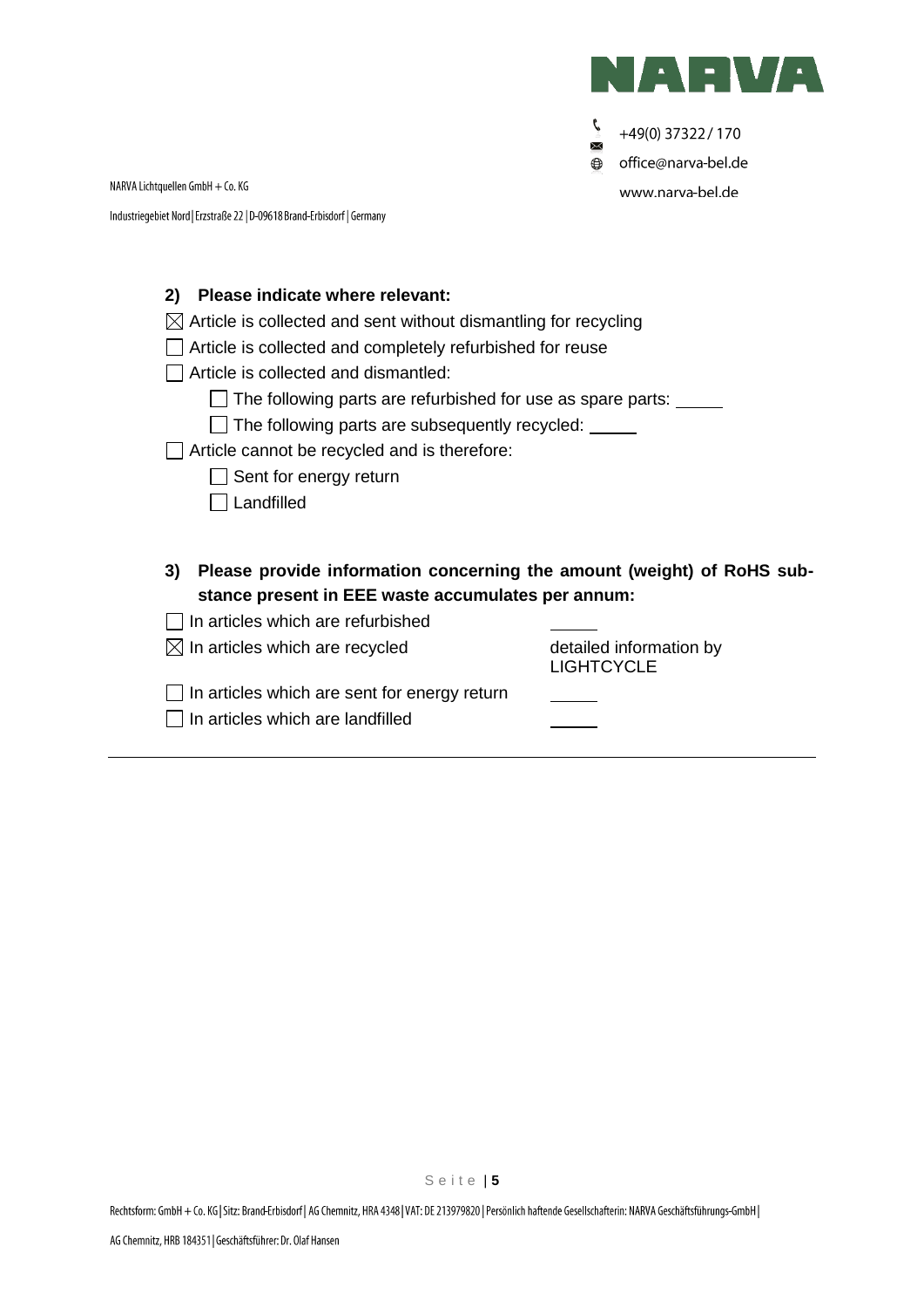**2) Please indicate where relevant:**

☒ Article is collected and sent without dismantling for recycling

☐ Article is collected and completely refurbished for reuse

☐ Article is collected and dismantled:

- ☐ The following parts are refurbished for use as spare parts: _____
- ☐ The following parts are subsequently recycled: _____

☐ Article cannot be recycled and is therefore:

- ☐ Sent for energy return
- ☐ Landfilled

**3) Please provide information concerning the amount (weight) of RoHS substance present in EEE waste accumulates per annum:**

| | |
|---|---|
| ☐ In articles which are refurbished | _____ |
| ☒ In articles which are recycled | detailed information by LIGHTCYCLE |
| ☐ In articles which are sent for energy return | _____ |
| ☐ In articles which are landfilled | _____ |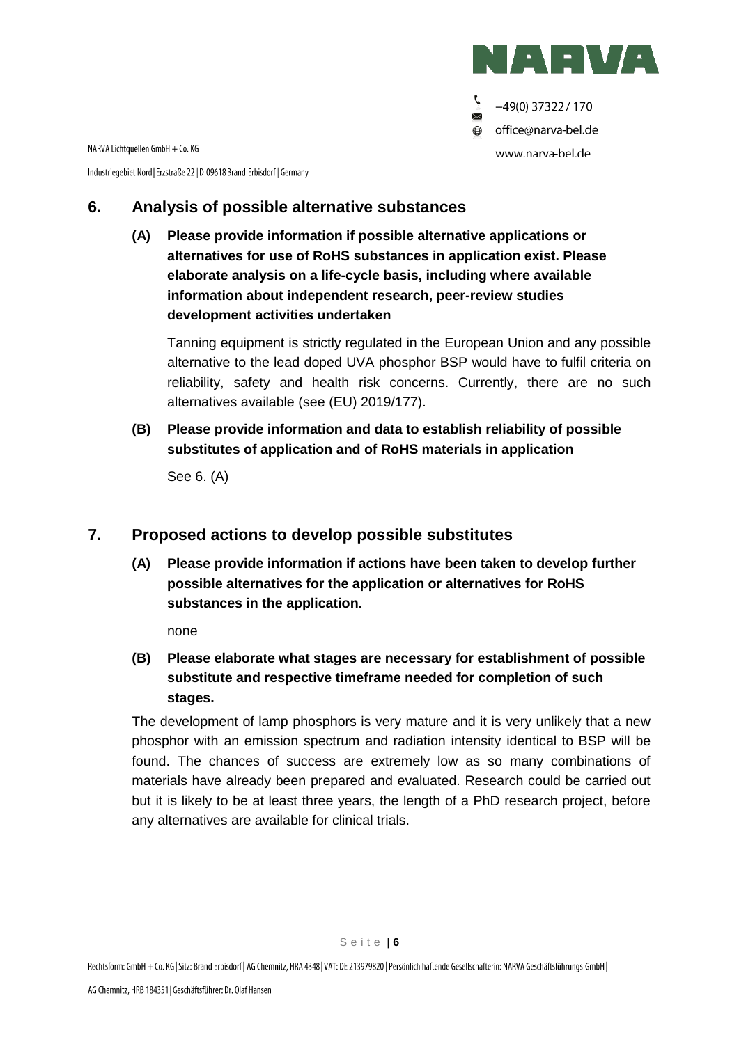## 6. Analysis of possible alternative substances

**(A) Please provide information if possible alternative applications or alternatives for use of RoHS substances in application exist. Please elaborate analysis on a life-cycle basis, including where available information about independent research, peer-review studies development activities undertaken**

Tanning equipment is strictly regulated in the European Union and any possible alternative to the lead doped UVA phosphor BSP would have to fulfil criteria on reliability, safety and health risk concerns. Currently, there are no such alternatives available (see (EU) 2019/177).

**(B) Please provide information and data to establish reliability of possible substitutes of application and of RoHS materials in application**

See 6. (A)

---

## 7. Proposed actions to develop possible substitutes

**(A) Please provide information if actions have been taken to develop further possible alternatives for the application or alternatives for RoHS substances in the application.**

none

**(B) Please elaborate what stages are necessary for establishment of possible substitute and respective timeframe needed for completion of such stages.**

The development of lamp phosphors is very mature and it is very unlikely that a new phosphor with an emission spectrum and radiation intensity identical to BSP will be found. The chances of success are extremely low as so many combinations of materials have already been prepared and evaluated. Research could be carried out but it is likely to be at least three years, the length of a PhD research project, before any alternatives are available for clinical trials.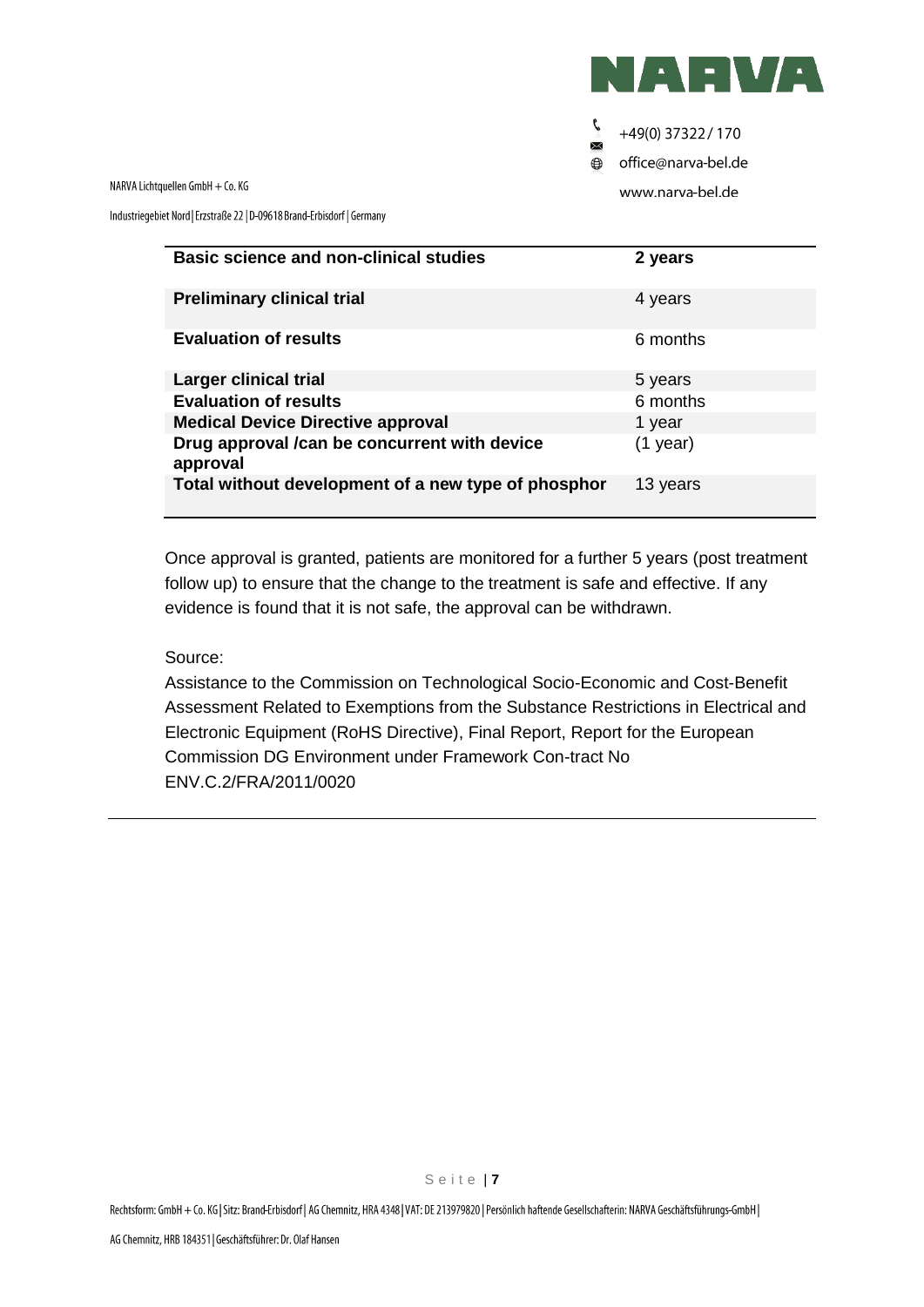| Basic science and non-clinical studies | 2 years |
|---|---|
| **Preliminary clinical trial** | 4 years |
| **Evaluation of results** | 6 months |
| **Larger clinical trial** | 5 years |
| **Evaluation of results** | 6 months |
| **Medical Device Directive approval** | 1 year |
| **Drug approval /can be concurrent with device approval** | (1 year) |
| **Total without development of a new type of phosphor** | 13 years |

Once approval is granted, patients are monitored for a further 5 years (post treatment follow up) to ensure that the change to the treatment is safe and effective. If any evidence is found that it is not safe, the approval can be withdrawn.

Source:

Assistance to the Commission on Technological Socio-Economic and Cost-Benefit Assessment Related to Exemptions from the Substance Restrictions in Electrical and Electronic Equipment (RoHS Directive), Final Report, Report for the European Commission DG Environment under Framework Con-tract No ENV.C.2/FRA/2011/0020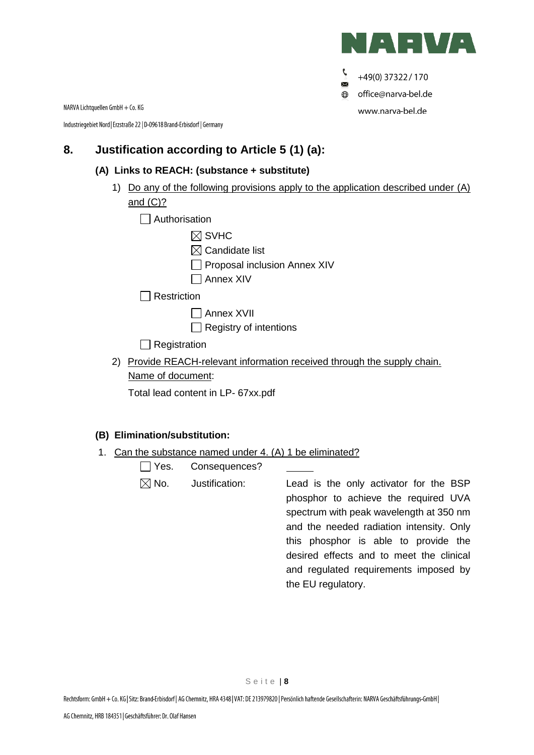## 8. Justification according to Article 5 (1) (a):

### (A) Links to REACH: (substance + substitute)

1) Do any of the following provisions apply to the application described under (A) and (C)?

☐ Authorisation

- ☒ SVHC
- ☒ Candidate list
- ☐ Proposal inclusion Annex XIV
- ☐ Annex XIV

☐ Restriction

- ☐ Annex XVII
- ☐ Registry of intentions

☐ Registration

2) Provide REACH-relevant information received through the supply chain.
Name of document:

Total lead content in LP- 67xx.pdf

### (B) Elimination/substitution:

1. Can the substance named under 4. (A) 1 be eliminated?

| | | |
|---|---|---|
| ☐ Yes. | Consequences? | ____ |
| ☒ No. | Justification: | Lead is the only activator for the BSP phosphor to achieve the required UVA spectrum with peak wavelength at 350 nm and the needed radiation intensity. Only this phosphor is able to provide the desired effects and to meet the clinical and regulated requirements imposed by the EU regulatory. |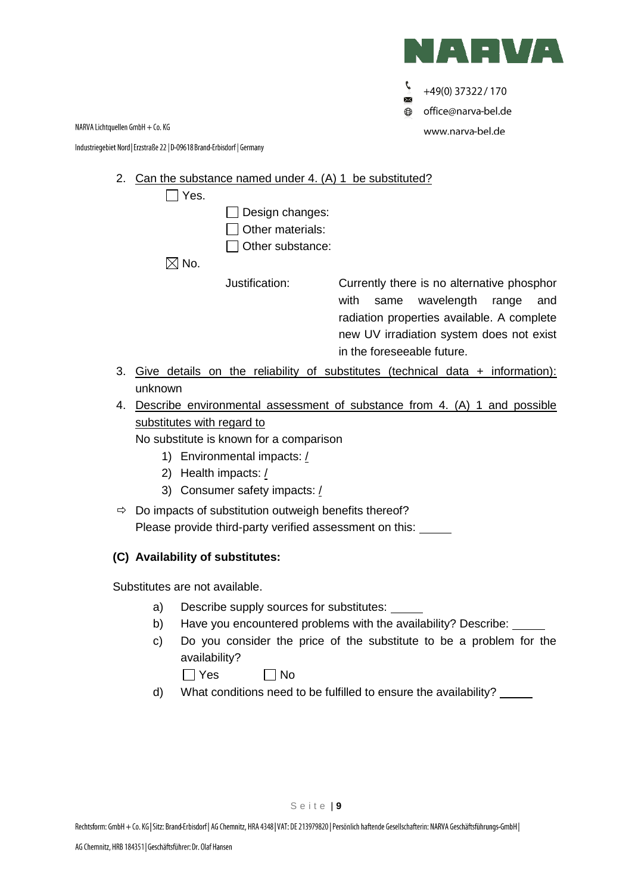2. <u>Can the substance named under 4. (A) 1 be substituted?</u>

   ☐ Yes.

   ☐ Design changes:

   ☐ Other materials:

   ☐ Other substance:

   ☒ No.

   Justification: Currently there is no alternative phosphor with same wavelength range and radiation properties available. A complete new UV irradiation system does not exist in the foreseeable future.

3. <u>Give details on the reliability of substitutes (technical data + information):</u> unknown

4. <u>Describe environmental assessment of substance from 4. (A) 1 and possible substitutes with regard to</u>

   No substitute is known for a comparison

   1) Environmental impacts: /
   2) Health impacts: /
   3) Consumer safety impacts: /

⇨ Do impacts of substitution outweigh benefits thereof?
Please provide third-party verified assessment on this: _____

**(C) Availability of substitutes:**

Substitutes are not available.

a) Describe supply sources for substitutes: _____

b) Have you encountered problems with the availability? Describe: _____

c) Do you consider the price of the substitute to be a problem for the availability?

   ☐ Yes ☐ No

d) What conditions need to be fulfilled to ensure the availability? _____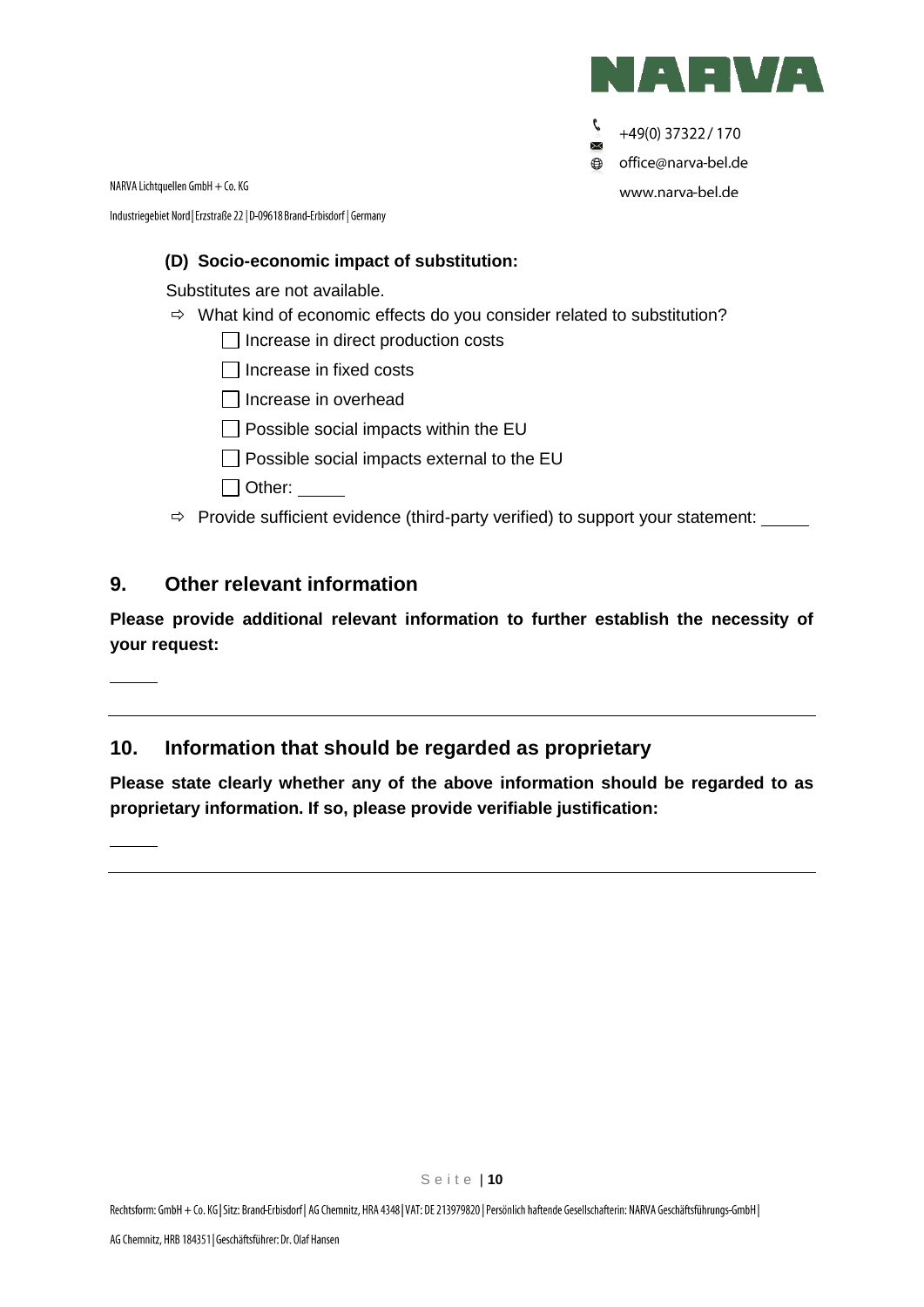**(D) Socio-economic impact of substitution:**

Substitutes are not available.

⇨ What kind of economic effects do you consider related to substitution?

- ☐ Increase in direct production costs
- ☐ Increase in fixed costs
- ☐ Increase in overhead
- ☐ Possible social impacts within the EU
- ☐ Possible social impacts external to the EU
- ☐ Other: _____

⇨ Provide sufficient evidence (third-party verified) to support your statement: _____

## 9. Other relevant information

**Please provide additional relevant information to further establish the necessity of your request:**

_____

---

## 10. Information that should be regarded as proprietary

**Please state clearly whether any of the above information should be regarded to as proprietary information. If so, please provide verifiable justification:**

_____

---